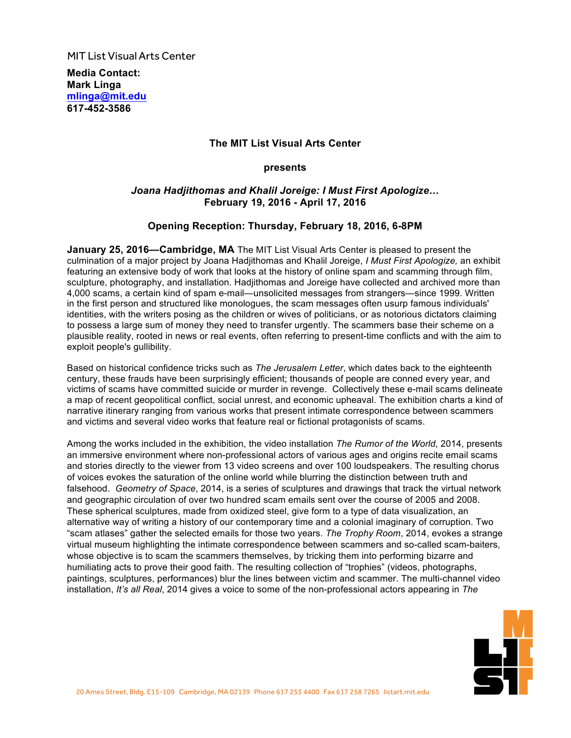MIT List Visual Arts Center

**Media Contact:**
**Mark Linga**
**[mlinga@mit.edu](mailto:mlinga@mit.edu)**
**617-452-3586**

**The MIT List Visual Arts Center**

**presents**

***Joana Hadjithomas and Khalil Joreige: I Must First Apologize…***
**February 19, 2016 - April 17, 2016**

**Opening Reception: Thursday, February 18, 2016, 6-8PM**

**January 25, 2016—Cambridge, MA** The MIT List Visual Arts Center is pleased to present the culmination of a major project by Joana Hadjithomas and Khalil Joreige, *I Must First Apologize,* an exhibit featuring an extensive body of work that looks at the history of online spam and scamming through film, sculpture, photography, and installation. Hadjithomas and Joreige have collected and archived more than 4,000 scams, a certain kind of spam e-mail—unsolicited messages from strangers—since 1999. Written in the first person and structured like monologues, the scam messages often usurp famous individuals' identities, with the writers posing as the children or wives of politicians, or as notorious dictators claiming to possess a large sum of money they need to transfer urgently. The scammers base their scheme on a plausible reality, rooted in news or real events, often referring to present-time conflicts and with the aim to exploit people's gullibility.

Based on historical confidence tricks such as *The Jerusalem Letter*, which dates back to the eighteenth century, these frauds have been surprisingly efficient; thousands of people are conned every year, and victims of scams have committed suicide or murder in revenge. Collectively these e-mail scams delineate a map of recent geopolitical conflict, social unrest, and economic upheaval. The exhibition charts a kind of narrative itinerary ranging from various works that present intimate correspondence between scammers and victims and several video works that feature real or fictional protagonists of scams.

Among the works included in the exhibition, the video installation *The Rumor of the World*, 2014, presents an immersive environment where non-professional actors of various ages and origins recite email scams and stories directly to the viewer from 13 video screens and over 100 loudspeakers. The resulting chorus of voices evokes the saturation of the online world while blurring the distinction between truth and falsehood. *Geometry of Space*, 2014, is a series of sculptures and drawings that track the virtual network and geographic circulation of over two hundred scam emails sent over the course of 2005 and 2008. These spherical sculptures, made from oxidized steel, give form to a type of data visualization, an alternative way of writing a history of our contemporary time and a colonial imaginary of corruption. Two "scam atlases" gather the selected emails for those two years. *The Trophy Room*, 2014, evokes a strange virtual museum highlighting the intimate correspondence between scammers and so-called scam-baiters, whose objective is to scam the scammers themselves, by tricking them into performing bizarre and humiliating acts to prove their good faith. The resulting collection of "trophies" (videos, photographs, paintings, sculptures, performances) blur the lines between victim and scammer. The multi-channel video installation, *It's all Real*, 2014 gives a voice to some of the non-professional actors appearing in *The*

20 Ames Street, Bldg. E15-109 Cambridge, MA 02139 Phone 617 253 4400 Fax 617 258 7265 listart.mit.edu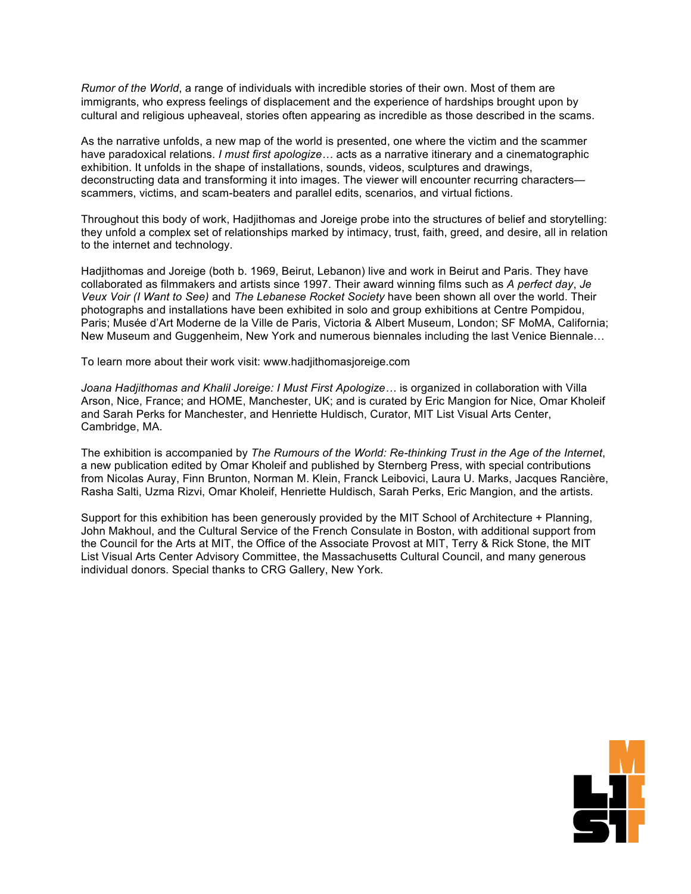*Rumor of the World*, a range of individuals with incredible stories of their own. Most of them are immigrants, who express feelings of displacement and the experience of hardships brought upon by cultural and religious upheaveal, stories often appearing as incredible as those described in the scams.

As the narrative unfolds, a new map of the world is presented, one where the victim and the scammer have paradoxical relations. *I must first apologize…* acts as a narrative itinerary and a cinematographic exhibition. It unfolds in the shape of installations, sounds, videos, sculptures and drawings, deconstructing data and transforming it into images. The viewer will encounter recurring characters—scammers, victims, and scam-beaters and parallel edits, scenarios, and virtual fictions.

Throughout this body of work, Hadjithomas and Joreige probe into the structures of belief and storytelling: they unfold a complex set of relationships marked by intimacy, trust, faith, greed, and desire, all in relation to the internet and technology.

Hadjithomas and Joreige (both b. 1969, Beirut, Lebanon) live and work in Beirut and Paris. They have collaborated as filmmakers and artists since 1997. Their award winning films such as *A perfect day*, *Je Veux Voir (I Want to See)* and *The Lebanese Rocket Society* have been shown all over the world. Their photographs and installations have been exhibited in solo and group exhibitions at Centre Pompidou, Paris; Musée d'Art Moderne de la Ville de Paris, Victoria & Albert Museum, London; SF MoMA, California; New Museum and Guggenheim, New York and numerous biennales including the last Venice Biennale…

To learn more about their work visit: www.hadjithomasjoreige.com

*Joana Hadjithomas and Khalil Joreige: I Must First Apologize…* is organized in collaboration with Villa Arson, Nice, France; and HOME, Manchester, UK; and is curated by Eric Mangion for Nice, Omar Kholeif and Sarah Perks for Manchester, and Henriette Huldisch, Curator, MIT List Visual Arts Center, Cambridge, MA.

The exhibition is accompanied by *The Rumours of the World: Re-thinking Trust in the Age of the Internet*, a new publication edited by Omar Kholeif and published by Sternberg Press, with special contributions from Nicolas Auray, Finn Brunton, Norman M. Klein, Franck Leibovici, Laura U. Marks, Jacques Rancière, Rasha Salti, Uzma Rizvi, Omar Kholeif, Henriette Huldisch, Sarah Perks, Eric Mangion, and the artists.

Support for this exhibition has been generously provided by the MIT School of Architecture + Planning, John Makhoul, and the Cultural Service of the French Consulate in Boston, with additional support from the Council for the Arts at MIT, the Office of the Associate Provost at MIT, Terry & Rick Stone, the MIT List Visual Arts Center Advisory Committee, the Massachusetts Cultural Council, and many generous individual donors. Special thanks to CRG Gallery, New York.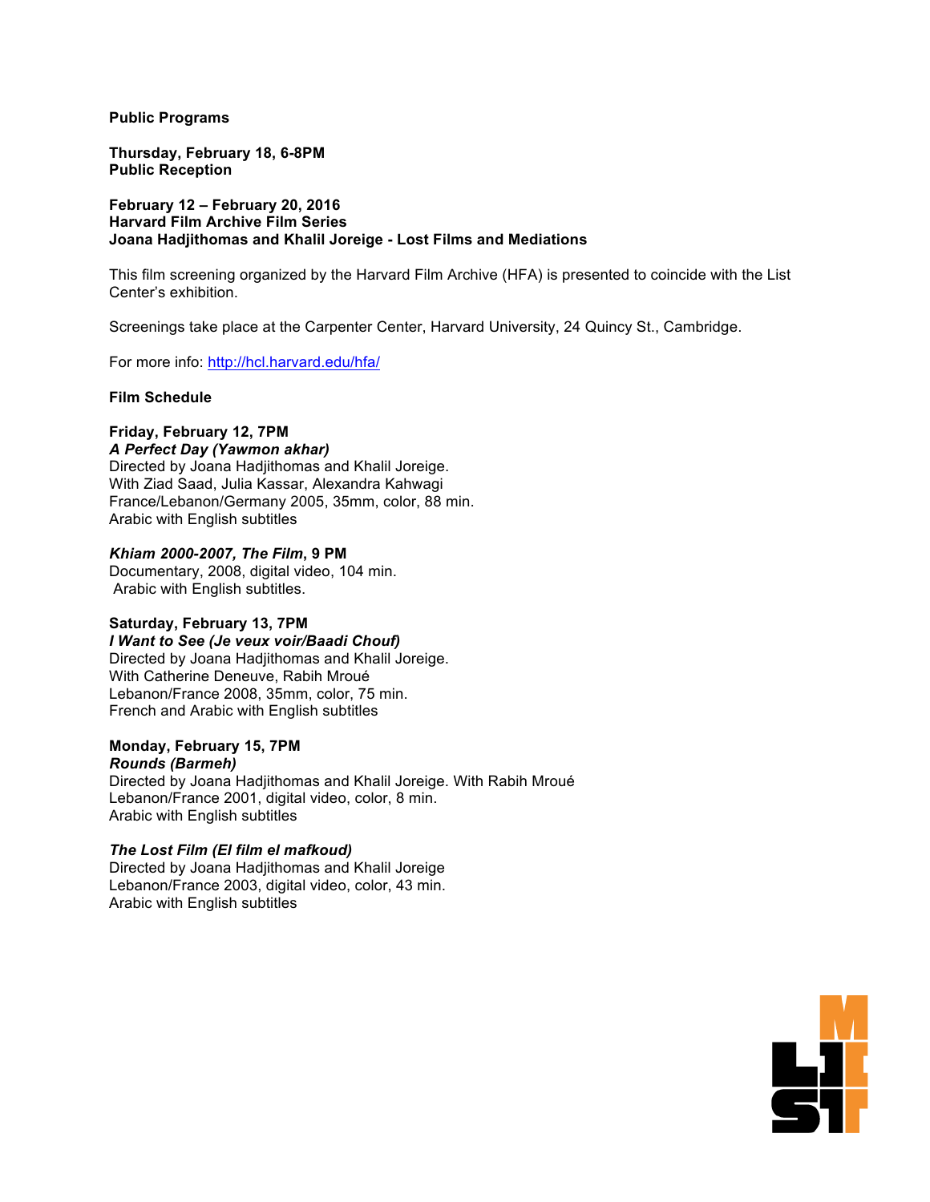**Public Programs**

**Thursday, February 18, 6-8PM**
**Public Reception**

**February 12 – February 20, 2016**
**Harvard Film Archive Film Series**
**Joana Hadjithomas and Khalil Joreige - Lost Films and Mediations**

This film screening organized by the Harvard Film Archive (HFA) is presented to coincide with the List Center's exhibition.

Screenings take place at the Carpenter Center, Harvard University, 24 Quincy St., Cambridge.

For more info: http://hcl.harvard.edu/hfa/

**Film Schedule**

**Friday, February 12, 7PM**
***A Perfect Day (Yawmon akhar)***
Directed by Joana Hadjithomas and Khalil Joreige.
With Ziad Saad, Julia Kassar, Alexandra Kahwagi
France/Lebanon/Germany 2005, 35mm, color, 88 min.
Arabic with English subtitles

***Khiam 2000-2007, The Film*, 9 PM**
Documentary, 2008, digital video, 104 min.
Arabic with English subtitles.

**Saturday, February 13, 7PM**
***I Want to See (Je veux voir/Baadi Chouf)***
Directed by Joana Hadjithomas and Khalil Joreige.
With Catherine Deneuve, Rabih Mroué
Lebanon/France 2008, 35mm, color, 75 min.
French and Arabic with English subtitles

**Monday, February 15, 7PM**
***Rounds (Barmeh)***
Directed by Joana Hadjithomas and Khalil Joreige. With Rabih Mroué
Lebanon/France 2001, digital video, color, 8 min.
Arabic with English subtitles

***The Lost Film (El film el mafkoud)***
Directed by Joana Hadjithomas and Khalil Joreige
Lebanon/France 2003, digital video, color, 43 min.
Arabic with English subtitles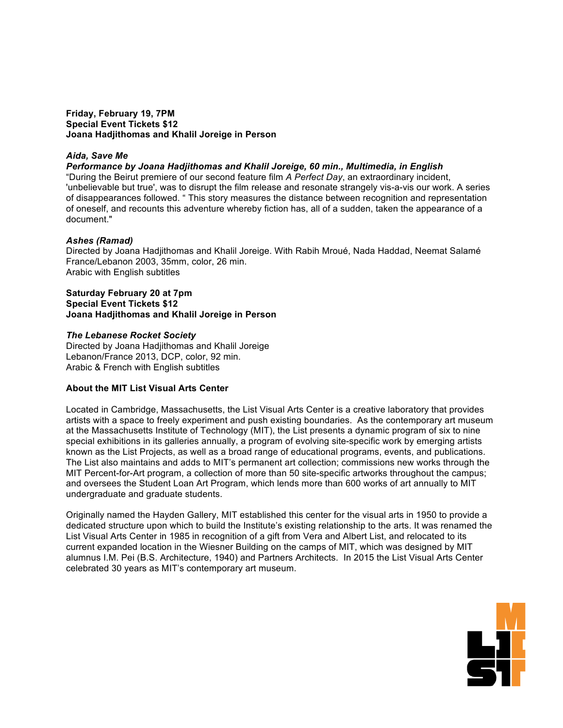**Friday, February 19, 7PM**
**Special Event Tickets $12**
**Joana Hadjithomas and Khalil Joreige in Person**

***Aida, Save Me***
***Performance by Joana Hadjithomas and Khalil Joreige, 60 min., Multimedia, in English***
"During the Beirut premiere of our second feature film *A Perfect Day*, an extraordinary incident, 'unbelievable but true', was to disrupt the film release and resonate strangely vis-a-vis our work. A series of disappearances followed. " This story measures the distance between recognition and representation of oneself, and recounts this adventure whereby fiction has, all of a sudden, taken the appearance of a document."

***Ashes (Ramad)***
Directed by Joana Hadjithomas and Khalil Joreige. With Rabih Mroué, Nada Haddad, Neemat Salamé
France/Lebanon 2003, 35mm, color, 26 min.
Arabic with English subtitles

**Saturday February 20 at 7pm**
**Special Event Tickets $12**
**Joana Hadjithomas and Khalil Joreige in Person**

***The Lebanese Rocket Society***
Directed by Joana Hadjithomas and Khalil Joreige
Lebanon/France 2013, DCP, color, 92 min.
Arabic & French with English subtitles

**About the MIT List Visual Arts Center**

Located in Cambridge, Massachusetts, the List Visual Arts Center is a creative laboratory that provides artists with a space to freely experiment and push existing boundaries. As the contemporary art museum at the Massachusetts Institute of Technology (MIT), the List presents a dynamic program of six to nine special exhibitions in its galleries annually, a program of evolving site-specific work by emerging artists known as the List Projects, as well as a broad range of educational programs, events, and publications. The List also maintains and adds to MIT's permanent art collection; commissions new works through the MIT Percent-for-Art program, a collection of more than 50 site-specific artworks throughout the campus; and oversees the Student Loan Art Program, which lends more than 600 works of art annually to MIT undergraduate and graduate students.

Originally named the Hayden Gallery, MIT established this center for the visual arts in 1950 to provide a dedicated structure upon which to build the Institute's existing relationship to the arts. It was renamed the List Visual Arts Center in 1985 in recognition of a gift from Vera and Albert List, and relocated to its current expanded location in the Wiesner Building on the camps of MIT, which was designed by MIT alumnus I.M. Pei (B.S. Architecture, 1940) and Partners Architects. In 2015 the List Visual Arts Center celebrated 30 years as MIT's contemporary art museum.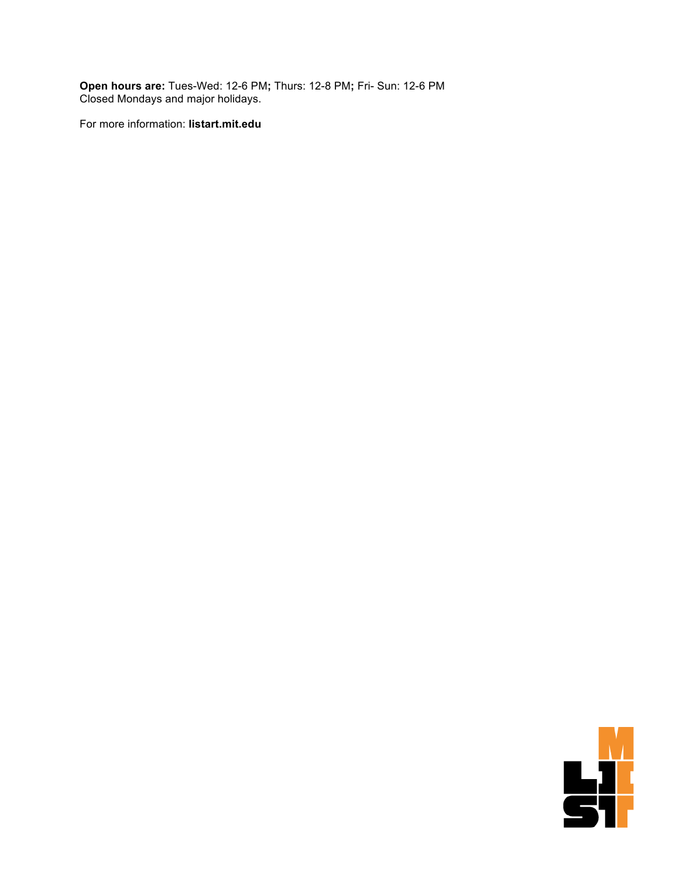**Open hours are:** Tues-Wed: 12-6 PM**;** Thurs: 12-8 PM**;** Fri- Sun: 12-6 PM
Closed Mondays and major holidays.

For more information: **listart.mit.edu**